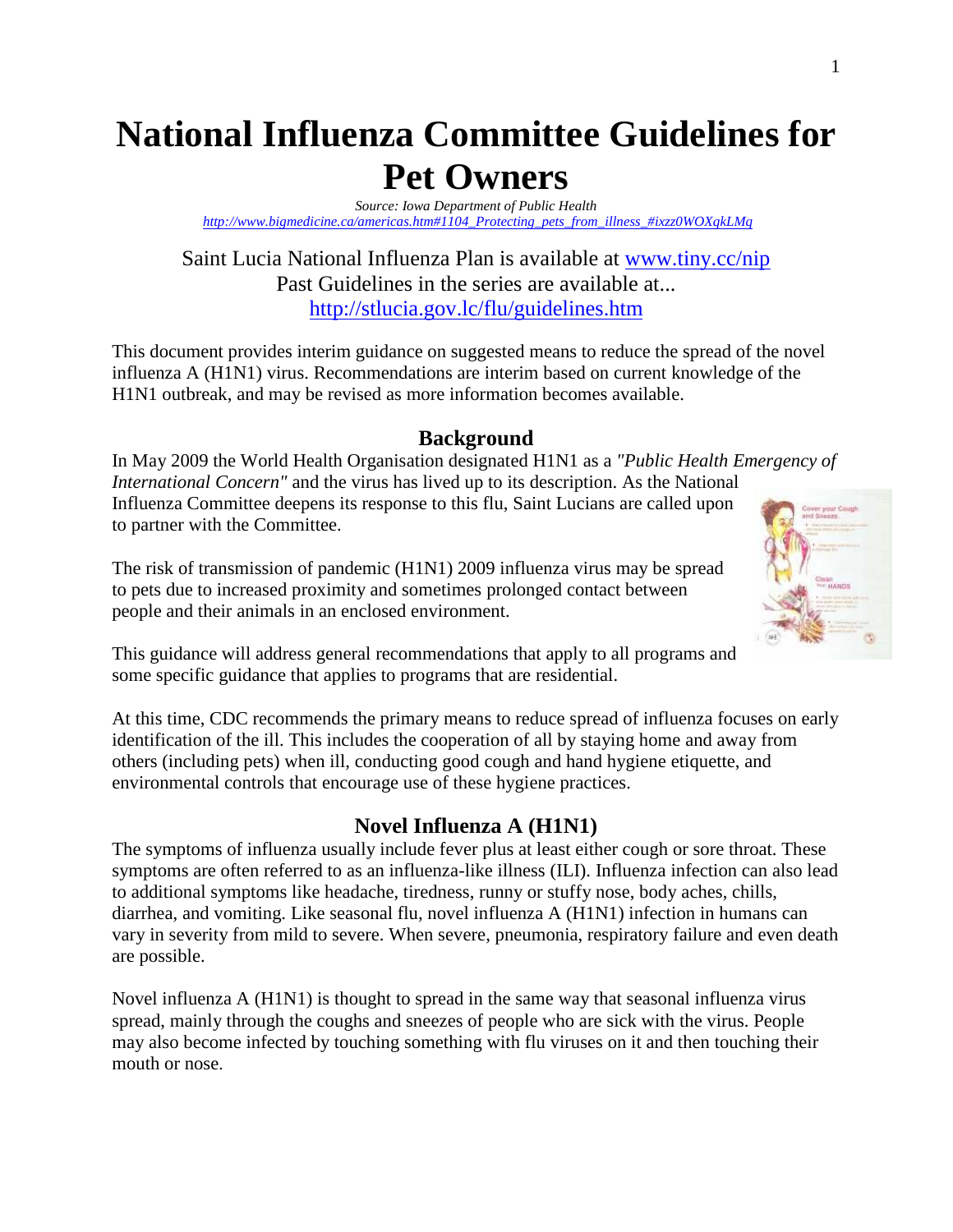# National Influenza Committee Guidelines for Pet Owners

*Source: Iowa Department of Public Health*
*http://www.bigmedicine.ca/americas.htm#1104_Protecting_pets_from_illness_#ixzz0WOXqkLMq*

Saint Lucia National Influenza Plan is available at www.tiny.cc/nip
Past Guidelines in the series are available at...
http://stlucia.gov.lc/flu/guidelines.htm

This document provides interim guidance on suggested means to reduce the spread of the novel influenza A (H1N1) virus. Recommendations are interim based on current knowledge of the H1N1 outbreak, and may be revised as more information becomes available.

## Background

In May 2009 the World Health Organisation designated H1N1 as a *"Public Health Emergency of International Concern"* and the virus has lived up to its description. As the National Influenza Committee deepens its response to this flu, Saint Lucians are called upon to partner with the Committee.

The risk of transmission of pandemic (H1N1) 2009 influenza virus may be spread to pets due to increased proximity and sometimes prolonged contact between people and their animals in an enclosed environment.

This guidance will address general recommendations that apply to all programs and some specific guidance that applies to programs that are residential.

At this time, CDC recommends the primary means to reduce spread of influenza focuses on early identification of the ill. This includes the cooperation of all by staying home and away from others (including pets) when ill, conducting good cough and hand hygiene etiquette, and environmental controls that encourage use of these hygiene practices.

## Novel Influenza A (H1N1)

The symptoms of influenza usually include fever plus at least either cough or sore throat. These symptoms are often referred to as an influenza-like illness (ILI). Influenza infection can also lead to additional symptoms like headache, tiredness, runny or stuffy nose, body aches, chills, diarrhea, and vomiting. Like seasonal flu, novel influenza A (H1N1) infection in humans can vary in severity from mild to severe. When severe, pneumonia, respiratory failure and even death are possible.

Novel influenza A (H1N1) is thought to spread in the same way that seasonal influenza virus spread, mainly through the coughs and sneezes of people who are sick with the virus. People may also become infected by touching something with flu viruses on it and then touching their mouth or nose.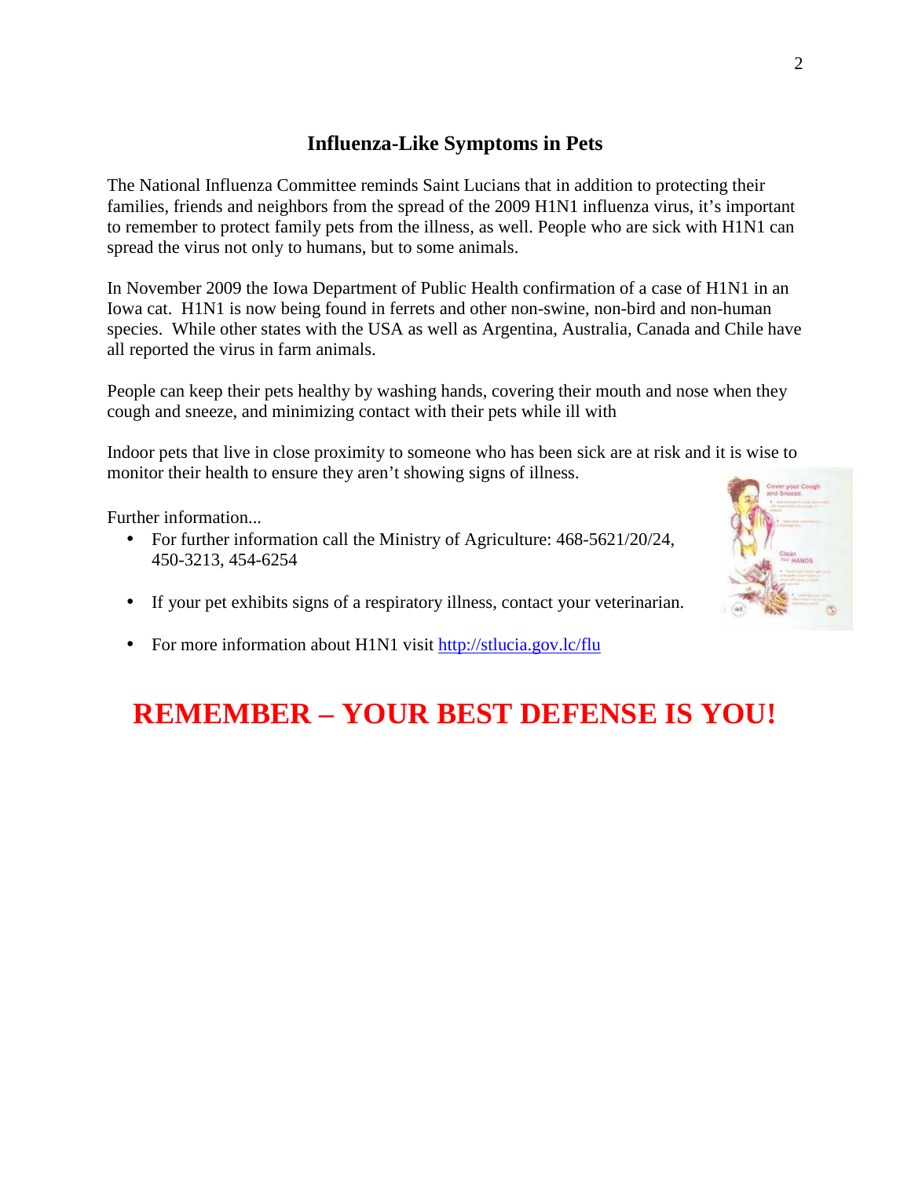## Influenza-Like Symptoms in Pets

The National Influenza Committee reminds Saint Lucians that in addition to protecting their families, friends and neighbors from the spread of the 2009 H1N1 influenza virus, it's important to remember to protect family pets from the illness, as well. People who are sick with H1N1 can spread the virus not only to humans, but to some animals.

In November 2009 the Iowa Department of Public Health confirmation of a case of H1N1 in an Iowa cat. H1N1 is now being found in ferrets and other non-swine, non-bird and non-human species. While other states with the USA as well as Argentina, Australia, Canada and Chile have all reported the virus in farm animals.

People can keep their pets healthy by washing hands, covering their mouth and nose when they cough and sneeze, and minimizing contact with their pets while ill with

Indoor pets that live in close proximity to someone who has been sick are at risk and it is wise to monitor their health to ensure they aren't showing signs of illness.

Further information...

- For further information call the Ministry of Agriculture: 468-5621/20/24, 450-3213, 454-6254
- If your pet exhibits signs of a respiratory illness, contact your veterinarian.
- For more information about H1N1 visit http://stlucia.gov.lc/flu

# REMEMBER – YOUR BEST DEFENSE IS YOU!